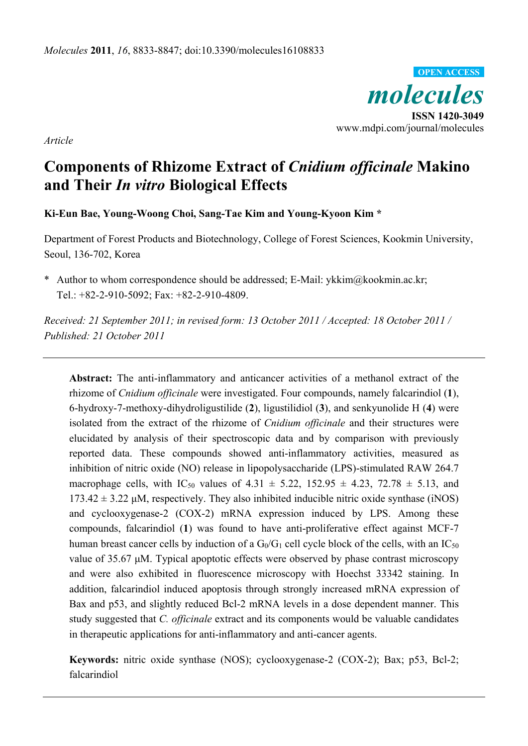Article

# Components of Rhizome Extract of *Cnidium officinale* Makino and Their *In vitro* Biological Effects

**Ki-Eun Bae, Young-Woong Choi, Sang-Tae Kim and Young-Kyoon Kim \***

Department of Forest Products and Biotechnology, College of Forest Sciences, Kookmin University, Seoul, 136-702, Korea

\* Author to whom correspondence should be addressed; E-Mail: ykkim@kookmin.ac.kr; Tel.: +82-2-910-5092; Fax: +82-2-910-4809.

*Received: 21 September 2011; in revised form: 13 October 2011 / Accepted: 18 October 2011 / Published: 21 October 2011*

**Abstract:** The anti-inflammatory and anticancer activities of a methanol extract of the rhizome of *Cnidium officinale* were investigated. Four compounds, namely falcarindiol (**1**), 6-hydroxy-7-methoxy-dihydroligustilide (**2**), ligustilidiol (**3**), and senkyunolide H (**4**) were isolated from the extract of the rhizome of *Cnidium officinale* and their structures were elucidated by analysis of their spectroscopic data and by comparison with previously reported data. These compounds showed anti-inflammatory activities, measured as inhibition of nitric oxide (NO) release in lipopolysaccharide (LPS)-stimulated RAW 264.7 macrophage cells, with $IC_{50}$ values of 4.31 ± 5.22, 152.95 ± 4.23, 72.78 ± 5.13, and 173.42 ± 3.22 μM, respectively. They also inhibited inducible nitric oxide synthase (iNOS) and cyclooxygenase-2 (COX-2) mRNA expression induced by LPS. Among these compounds, falcarindiol (**1**) was found to have anti-proliferative effect against MCF-7 human breast cancer cells by induction of a $G_0/G_1$ cell cycle block of the cells, with an $IC_{50}$ value of 35.67 μM. Typical apoptotic effects were observed by phase contrast microscopy and were also exhibited in fluorescence microscopy with Hoechst 33342 staining. In addition, falcarindiol induced apoptosis through strongly increased mRNA expression of Bax and p53, and slightly reduced Bcl-2 mRNA levels in a dose dependent manner. This study suggested that *C. officinale* extract and its components would be valuable candidates in therapeutic applications for anti-inflammatory and anti-cancer agents.

**Keywords:** nitric oxide synthase (NOS); cyclooxygenase-2 (COX-2); Bax; p53, Bcl-2; falcarindiol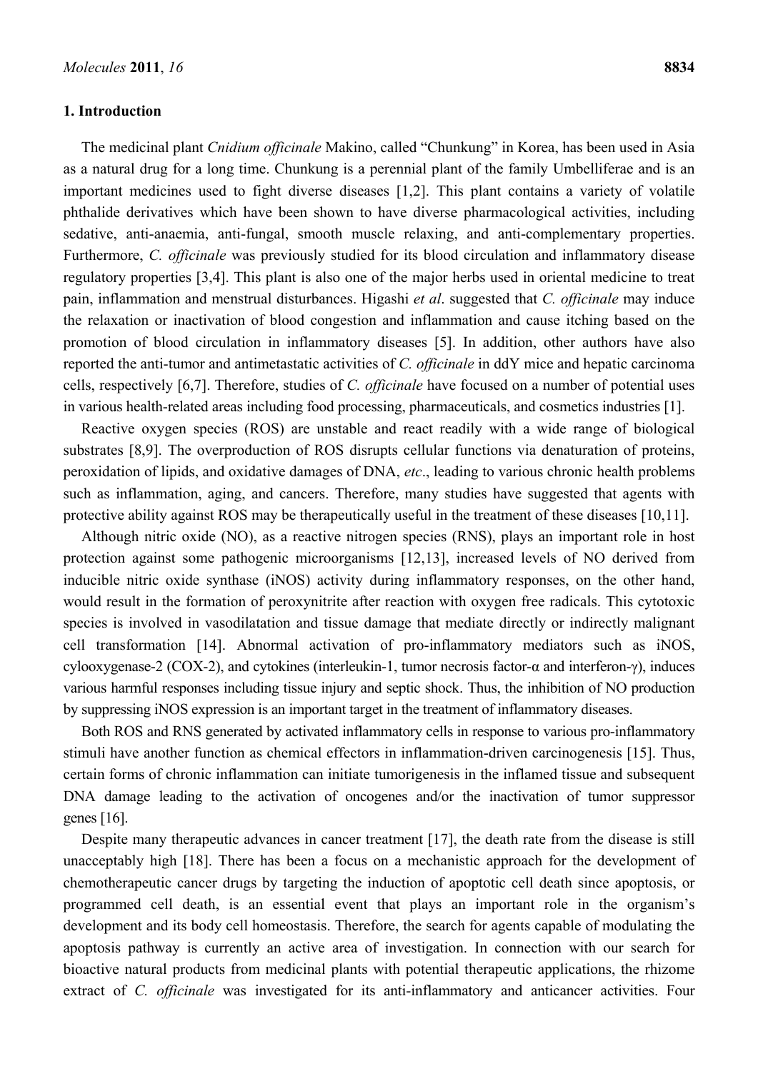## 1. Introduction

The medicinal plant *Cnidium officinale* Makino, called "Chunkung" in Korea, has been used in Asia as a natural drug for a long time. Chunkung is a perennial plant of the family Umbelliferae and is an important medicines used to fight diverse diseases [1,2]. This plant contains a variety of volatile phthalide derivatives which have been shown to have diverse pharmacological activities, including sedative, anti-anaemia, anti-fungal, smooth muscle relaxing, and anti-complementary properties. Furthermore, *C. officinale* was previously studied for its blood circulation and inflammatory disease regulatory properties [3,4]. This plant is also one of the major herbs used in oriental medicine to treat pain, inflammation and menstrual disturbances. Higashi *et al*. suggested that *C. officinale* may induce the relaxation or inactivation of blood congestion and inflammation and cause itching based on the promotion of blood circulation in inflammatory diseases [5]. In addition, other authors have also reported the anti-tumor and antimetastatic activities of *C. officinale* in ddY mice and hepatic carcinoma cells, respectively [6,7]. Therefore, studies of *C. officinale* have focused on a number of potential uses in various health-related areas including food processing, pharmaceuticals, and cosmetics industries [1].

Reactive oxygen species (ROS) are unstable and react readily with a wide range of biological substrates [8,9]. The overproduction of ROS disrupts cellular functions via denaturation of proteins, peroxidation of lipids, and oxidative damages of DNA, *etc*., leading to various chronic health problems such as inflammation, aging, and cancers. Therefore, many studies have suggested that agents with protective ability against ROS may be therapeutically useful in the treatment of these diseases [10,11].

Although nitric oxide (NO), as a reactive nitrogen species (RNS), plays an important role in host protection against some pathogenic microorganisms [12,13], increased levels of NO derived from inducible nitric oxide synthase (iNOS) activity during inflammatory responses, on the other hand, would result in the formation of peroxynitrite after reaction with oxygen free radicals. This cytotoxic species is involved in vasodilatation and tissue damage that mediate directly or indirectly malignant cell transformation [14]. Abnormal activation of pro-inflammatory mediators such as iNOS, cylooxygenase-2 (COX-2), and cytokines (interleukin-1, tumor necrosis factor-α and interferon-γ), induces various harmful responses including tissue injury and septic shock. Thus, the inhibition of NO production by suppressing iNOS expression is an important target in the treatment of inflammatory diseases.

Both ROS and RNS generated by activated inflammatory cells in response to various pro-inflammatory stimuli have another function as chemical effectors in inflammation-driven carcinogenesis [15]. Thus, certain forms of chronic inflammation can initiate tumorigenesis in the inflamed tissue and subsequent DNA damage leading to the activation of oncogenes and/or the inactivation of tumor suppressor genes [16].

Despite many therapeutic advances in cancer treatment [17], the death rate from the disease is still unacceptably high [18]. There has been a focus on a mechanistic approach for the development of chemotherapeutic cancer drugs by targeting the induction of apoptotic cell death since apoptosis, or programmed cell death, is an essential event that plays an important role in the organism's development and its body cell homeostasis. Therefore, the search for agents capable of modulating the apoptosis pathway is currently an active area of investigation. In connection with our search for bioactive natural products from medicinal plants with potential therapeutic applications, the rhizome extract of *C. officinale* was investigated for its anti-inflammatory and anticancer activities. Four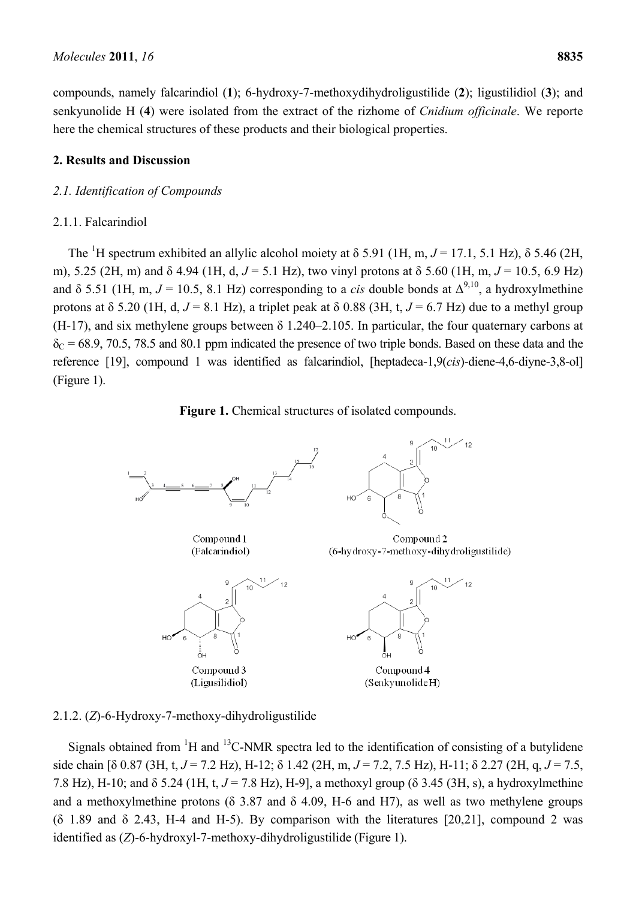compounds, namely falcarindiol (**1**); 6-hydroxy-7-methoxydihydroligustilide (**2**); ligustilidiol (**3**); and senkyunolide H (**4**) were isolated from the extract of the rizhome of *Cnidium officinale*. We reporte here the chemical structures of these products and their biological properties.

## 2. Results and Discussion

### *2.1. Identification of Compounds*

#### 2.1.1. Falcarindiol

The $^{1}$H spectrum exhibited an allylic alcohol moiety at δ 5.91 (1H, m, *J* = 17.1, 5.1 Hz), δ 5.46 (2H, m), 5.25 (2H, m) and δ 4.94 (1H, d, *J* = 5.1 Hz), two vinyl protons at δ 5.60 (1H, m, *J* = 10.5, 6.9 Hz) and δ 5.51 (1H, m, *J* = 10.5, 8.1 Hz) corresponding to a *cis* double bonds at $\Delta^{9,10}$, a hydroxylmethine protons at δ 5.20 (1H, d, *J* = 8.1 Hz), a triplet peak at δ 0.88 (3H, t, *J* = 6.7 Hz) due to a methyl group (H-17), and six methylene groups between δ 1.240–2.105. In particular, the four quaternary carbons at $\delta_C$ = 68.9, 70.5, 78.5 and 80.1 ppm indicated the presence of two triple bonds. Based on these data and the reference [19], compound 1 was identified as falcarindiol, [heptadeca-1,9(*cis*)-diene-4,6-diyne-3,8-ol] (Figure 1).

**Figure 1.** Chemical structures of isolated compounds.

Compound 1
(Falcarindiol)

Compound 2
(6-hydroxy-7-methoxy-dihydroligustilide)

Compound 3
(Ligusilidiol)

Compound 4
(Senkyunolide H)

#### 2.1.2. (*Z*)-6-Hydroxy-7-methoxy-dihydroligustilide

Signals obtained from $^{1}$H and $^{13}$C-NMR spectra led to the identification of consisting of a butylidene side chain [δ 0.87 (3H, t, *J* = 7.2 Hz), H-12; δ 1.42 (2H, m, *J* = 7.2, 7.5 Hz), H-11; δ 2.27 (2H, q, *J* = 7.5, 7.8 Hz), H-10; and δ 5.24 (1H, t, *J* = 7.8 Hz), H-9], a methoxyl group (δ 3.45 (3H, s), a hydroxylmethine and a methoxylmethine protons (δ 3.87 and δ 4.09, H-6 and H7), as well as two methylene groups (δ 1.89 and δ 2.43, H-4 and H-5). By comparison with the literatures [20,21], compound 2 was identified as (*Z*)-6-hydroxyl-7-methoxy-dihydroligustilide (Figure 1).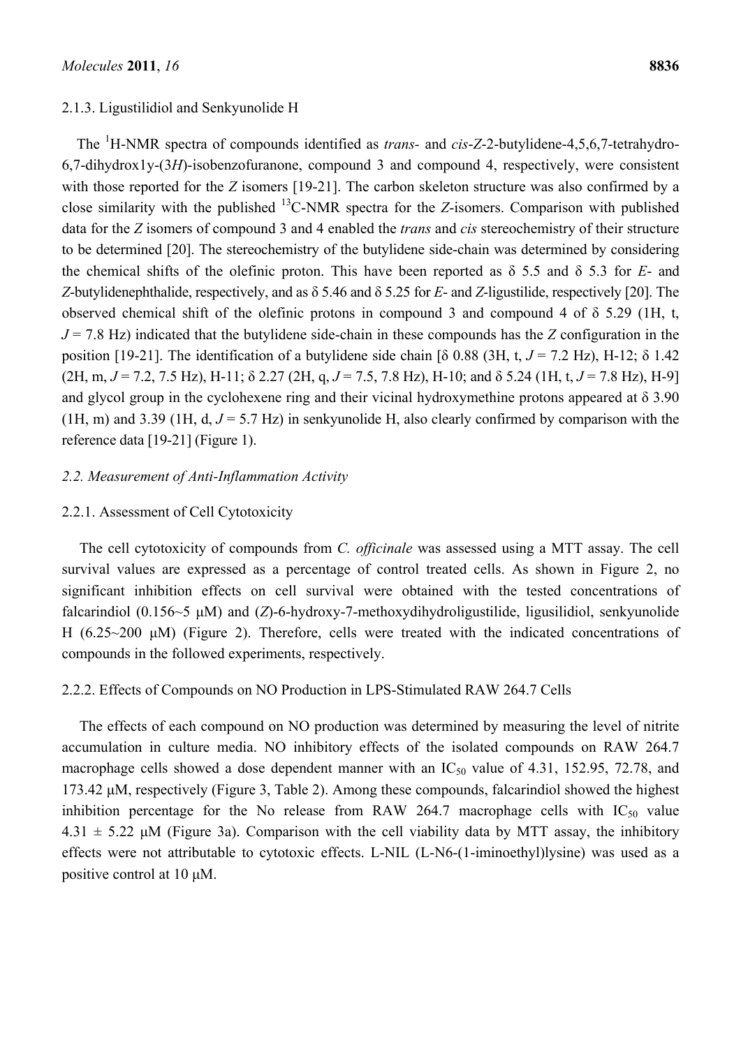### 2.1.3. Ligustilidiol and Senkyunolide H

The $^{1}$H-NMR spectra of compounds identified as *trans*- and *cis*-*Z*-2-butylidene-4,5,6,7-tetrahydro-6,7-dihydrox1y-(3*H*)-isobenzofuranone, compound 3 and compound 4, respectively, were consistent with those reported for the *Z* isomers [19-21]. The carbon skeleton structure was also confirmed by a close similarity with the published $^{13}$C-NMR spectra for the *Z*-isomers. Comparison with published data for the *Z* isomers of compound 3 and 4 enabled the *trans* and *cis* stereochemistry of their structure to be determined [20]. The stereochemistry of the butylidene side-chain was determined by considering the chemical shifts of the olefinic proton. This have been reported as δ 5.5 and δ 5.3 for *E*- and *Z*-butylidenephthalide, respectively, and as δ 5.46 and δ 5.25 for *E*- and *Z*-ligustilide, respectively [20]. The observed chemical shift of the olefinic protons in compound 3 and compound 4 of δ 5.29 (1H, t, *J* = 7.8 Hz) indicated that the butylidene side-chain in these compounds has the *Z* configuration in the position [19-21]. The identification of a butylidene side chain [δ 0.88 (3H, t, *J* = 7.2 Hz), H-12; δ 1.42 (2H, m, *J* = 7.2, 7.5 Hz), H-11; δ 2.27 (2H, q, *J* = 7.5, 7.8 Hz), H-10; and δ 5.24 (1H, t, *J* = 7.8 Hz), H-9] and glycol group in the cyclohexene ring and their vicinal hydroxymethine protons appeared at δ 3.90 (1H, m) and 3.39 (1H, d, *J* = 5.7 Hz) in senkyunolide H, also clearly confirmed by comparison with the reference data [19-21] (Figure 1).

## *2.2. Measurement of Anti-Inflammation Activity*

### 2.2.1. Assessment of Cell Cytotoxicity

The cell cytotoxicity of compounds from *C. officinale* was assessed using a MTT assay. The cell survival values are expressed as a percentage of control treated cells. As shown in Figure 2, no significant inhibition effects on cell survival were obtained with the tested concentrations of falcarindiol (0.156~5 μM) and (*Z*)-6-hydroxy-7-methoxydihydroligustilide, ligusilidiol, senkyunolide H (6.25~200 μM) (Figure 2). Therefore, cells were treated with the indicated concentrations of compounds in the followed experiments, respectively.

### 2.2.2. Effects of Compounds on NO Production in LPS-Stimulated RAW 264.7 Cells

The effects of each compound on NO production was determined by measuring the level of nitrite accumulation in culture media. NO inhibitory effects of the isolated compounds on RAW 264.7 macrophage cells showed a dose dependent manner with an $IC_{50}$ value of 4.31, 152.95, 72.78, and 173.42 μM, respectively (Figure 3, Table 2). Among these compounds, falcarindiol showed the highest inhibition percentage for the No release from RAW 264.7 macrophage cells with $IC_{50}$ value 4.31 ± 5.22 μM (Figure 3a). Comparison with the cell viability data by MTT assay, the inhibitory effects were not attributable to cytotoxic effects. L-NIL (L-N6-(1-iminoethyl)lysine) was used as a positive control at 10 μM.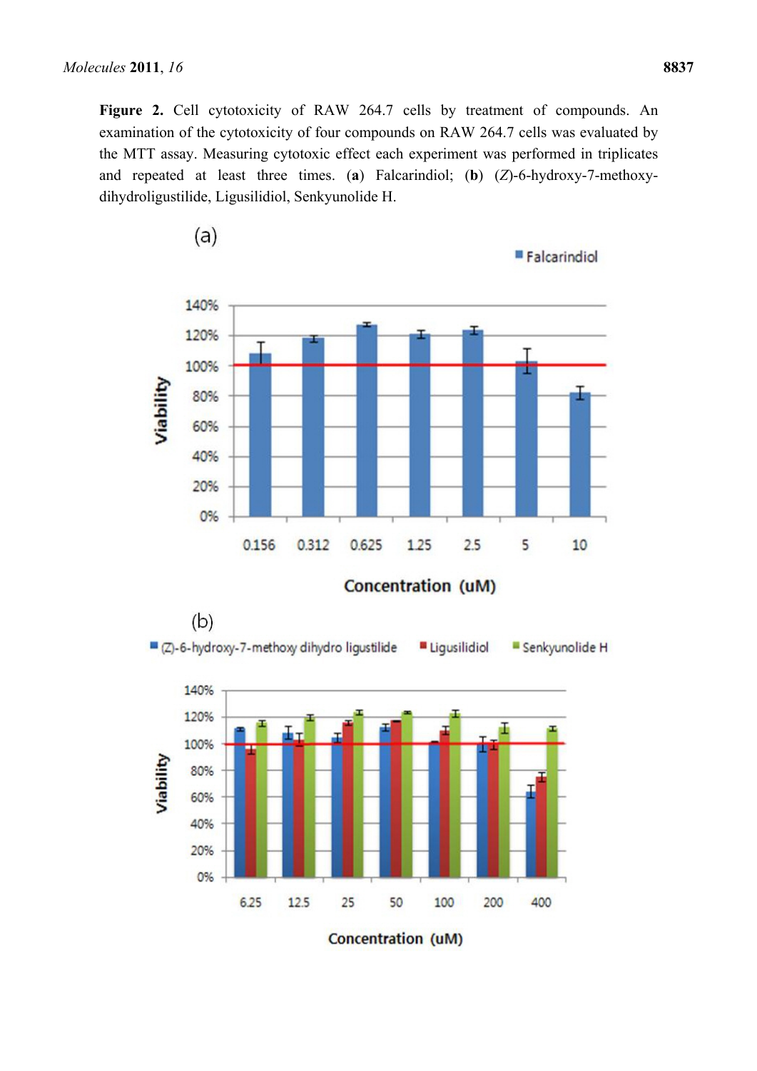**Figure 2.** Cell cytotoxicity of RAW 264.7 cells by treatment of compounds. An examination of the cytotoxicity of four compounds on RAW 264.7 cells was evaluated by the MTT assay. Measuring cytotoxic effect each experiment was performed in triplicates and repeated at least three times. (**a**) Falcarindiol; (**b**) (*Z*)-6-hydroxy-7-methoxy-dihydroligustilide, Ligusilidiol, Senkyunolide H.

(a)

Falcarindiol

Viability

140%
120%
100%
80%
60%
40%
20%
0%

0.156 0.312 0.625 1.25 2.5 5 10

Concentration (uM)

(b)

(Z)-6-hydroxy-7-methoxy dihydro ligustilide   Ligusilidiol   Senkyunolide H

Viability

140%
120%
100%
80%
60%
40%
20%
0%

6.25 12.5 25 50 100 200 400

Concentration (uM)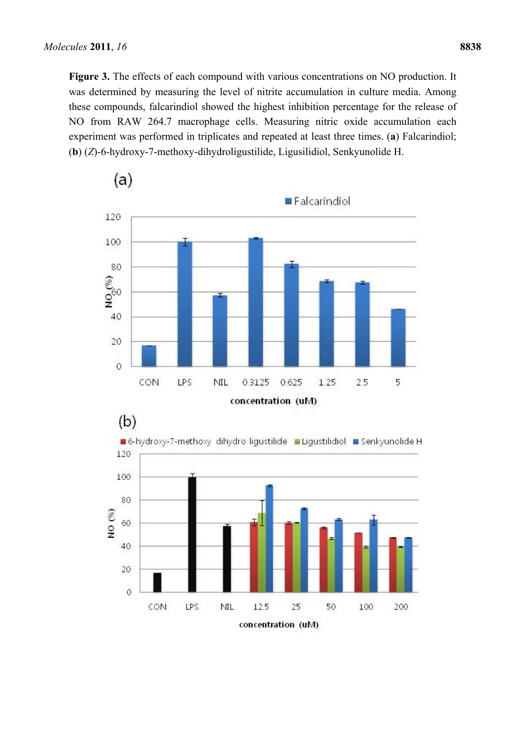**Figure 3.** The effects of each compound with various concentrations on NO production. It was determined by measuring the level of nitrite accumulation in culture media. Among these compounds, falcarindiol showed the highest inhibition percentage for the release of NO from RAW 264.7 macrophage cells. Measuring nitric oxide accumulation each experiment was performed in triplicates and repeated at least three times. (**a**) Falcarindiol; (**b**) (*Z*)-6-hydroxy-7-methoxy-dihydroligustilide, Ligusilidiol, Senkyunolide H.

(a)

Falcarindiol

NO (%)

120
100
80
60
40
20
0

CON
LPS
NIL
0.3125
0.625
1.25
2.5
5

concentration (uM)

(b)

6-hydroxy-7-methoxy dihydro ligustilide
Ligustilidiol
Senkyunolide H

NO (%)

120
100
80
60
40
20
0

CON
LPS
NIL
12.5
25
50
100
200

concentration (uM)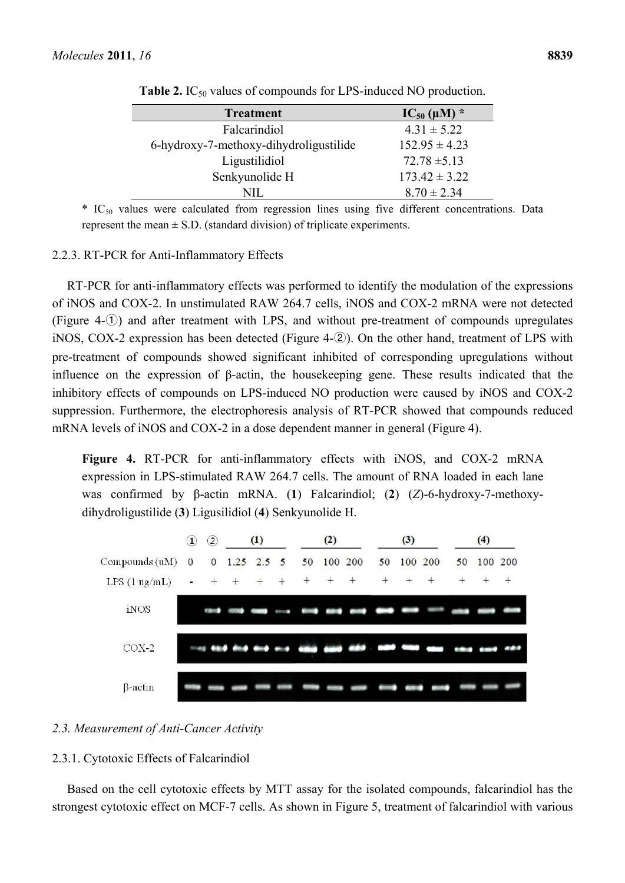**Table 2.** $IC_{50}$ values of compounds for LPS-induced NO production.

| Treatment | $IC_{50}$ (μM) * |
|---|---|
| Falcarindiol | 4.31 ± 5.22 |
| 6-hydroxy-7-methoxy-dihydroligustilide | 152.95 ± 4.23 |
| Ligustilidiol | 72.78 ±5.13 |
| Senkyunolide H | 173.42 ± 3.22 |
| NIL | 8.70 ± 2.34 |

* $IC_{50}$ values were calculated from regression lines using five different concentrations. Data represent the mean ± S.D. (standard division) of triplicate experiments.

#### 2.2.3. RT-PCR for Anti-Inflammatory Effects

RT-PCR for anti-inflammatory effects was performed to identify the modulation of the expressions of iNOS and COX-2. In unstimulated RAW 264.7 cells, iNOS and COX-2 mRNA were not detected (Figure 4-①) and after treatment with LPS, and without pre-treatment of compounds upregulates iNOS, COX-2 expression has been detected (Figure 4-②). On the other hand, treatment of LPS with pre-treatment of compounds showed significant inhibited of corresponding upregulations without influence on the expression of β-actin, the housekeeping gene. These results indicated that the inhibitory effects of compounds on LPS-induced NO production were caused by iNOS and COX-2 suppression. Furthermore, the electrophoresis analysis of RT-PCR showed that compounds reduced mRNA levels of iNOS and COX-2 in a dose dependent manner in general (Figure 4).

**Figure 4.** RT-PCR for anti-inflammatory effects with iNOS, and COX-2 mRNA expression in LPS-stimulated RAW 264.7 cells. The amount of RNA loaded in each lane was confirmed by β-actin mRNA. (**1**) Falcarindiol; (**2**) (*Z*)-6-hydroxy-7-methoxy-dihydroligustilide (**3**) Ligusilidiol (**4**) Senkyunolide H.

① ② (1) (2) (3) (4)

Compounds (uM) 0 0 1.25 2.5 5 50 100 200 50 100 200 50 100 200

LPS (1 ug/mL) - + + + + + + + + + + + + +

iNOS

COX-2

β-actin

### 2.3. Measurement of Anti-Cancer Activity

#### 2.3.1. Cytotoxic Effects of Falcarindiol

Based on the cell cytotoxic effects by MTT assay for the isolated compounds, falcarindiol has the strongest cytotoxic effect on MCF-7 cells. As shown in Figure 5, treatment of falcarindiol with various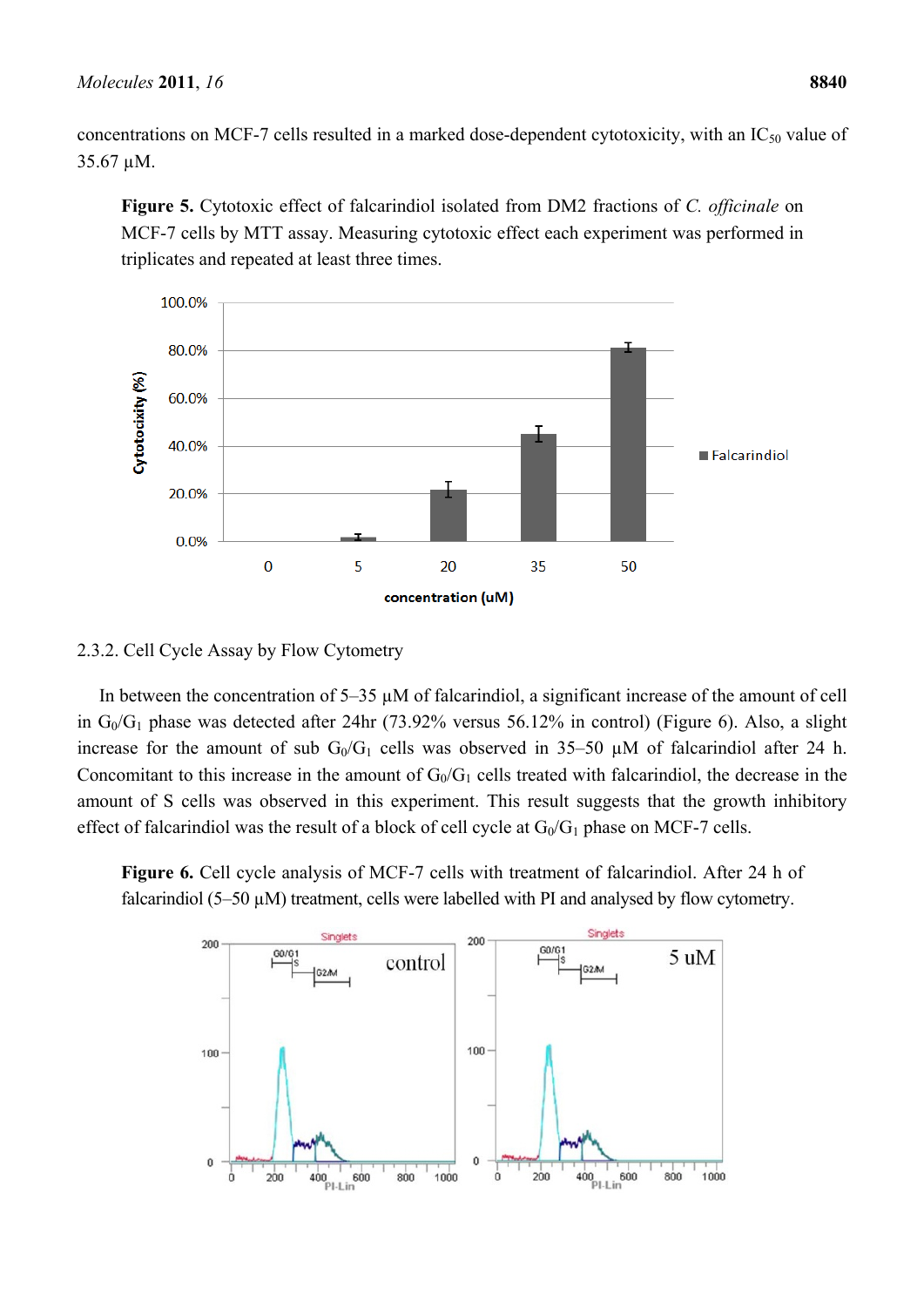concentrations on MCF-7 cells resulted in a marked dose-dependent cytotoxicity, with an $IC_{50}$ value of 35.67 µM.

**Figure 5.** Cytotoxic effect of falcarindiol isolated from DM2 fractions of *C. officinale* on MCF-7 cells by MTT assay. Measuring cytotoxic effect each experiment was performed in triplicates and repeated at least three times.

Cytotoxicity (%)
100.0%
80.0%
60.0%
40.0%
20.0%
0.0%
0
5
20
35
50
concentration (uM)
Falcarindiol

### 2.3.2. Cell Cycle Assay by Flow Cytometry

In between the concentration of 5–35 µM of falcarindiol, a significant increase of the amount of cell in $G_0/G_1$ phase was detected after 24hr (73.92% versus 56.12% in control) (Figure 6). Also, a slight increase for the amount of sub $G_0/G_1$ cells was observed in 35–50 µM of falcarindiol after 24 h. Concomitant to this increase in the amount of $G_0/G_1$ cells treated with falcarindiol, the decrease in the amount of S cells was observed in this experiment. This result suggests that the growth inhibitory effect of falcarindiol was the result of a block of cell cycle at $G_0/G_1$ phase on MCF-7 cells.

**Figure 6.** Cell cycle analysis of MCF-7 cells with treatment of falcarindiol. After 24 h of falcarindiol (5–50 µM) treatment, cells were labelled with PI and analysed by flow cytometry.

Singlets
control
G0/G1
S
G2/M
200
100
0
0
200
400
600
800
1000
PI-Lin

Singlets
5 uM
G0/G1
S
G2/M
200
100
0
0
200
400
600
800
1000
PI-Lin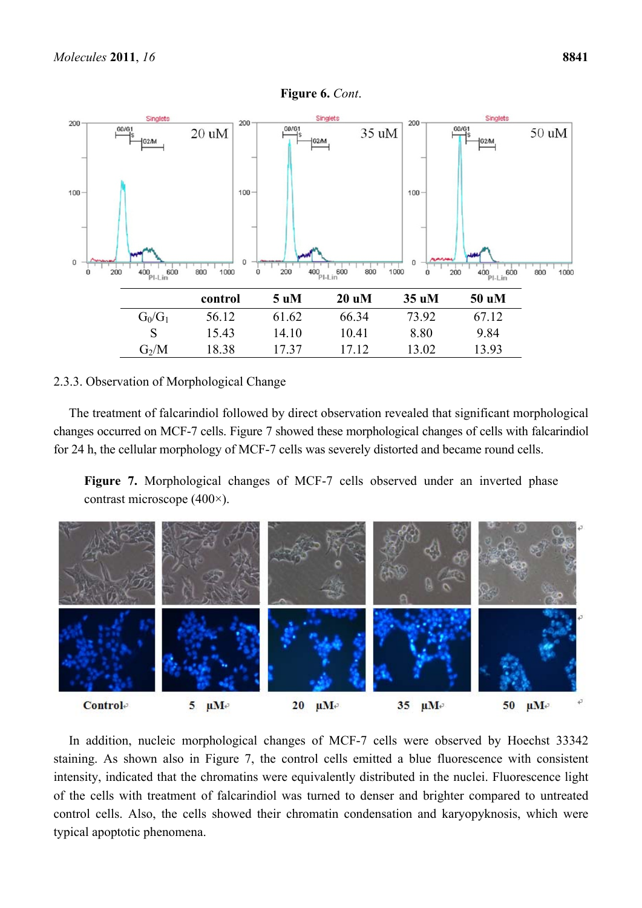**Figure 6.** *Cont.*

Singlets
G0/G1
S
G2/M
20 uM
200
100
0
0 200 400 600 800 1000
PI-Lin

Singlets
G0/G1
S
G2/M
35 uM
200
100
0
0 200 400 600 800 1000
PI-Lin

Singlets
G0/G1
S
G2/M
50 uM
200
100
0
0 200 400 600 800 1000
PI-Lin

| | control | 5 uM | 20 uM | 35 uM | 50 uM |
|---|---|---|---|---|---|
| $G_0/G_1$ | 56.12 | 61.62 | 66.34 | 73.92 | 67.12 |
| S | 15.43 | 14.10 | 10.41 | 8.80 | 9.84 |
| $G_2$/M | 18.38 | 17.37 | 17.12 | 13.02 | 13.93 |

### 2.3.3. Observation of Morphological Change

The treatment of falcarindiol followed by direct observation revealed that significant morphological changes occurred on MCF-7 cells. Figure 7 showed these morphological changes of cells with falcarindiol for 24 h, the cellular morphology of MCF-7 cells was severely distorted and became round cells.

**Figure 7.** Morphological changes of MCF-7 cells observed under an inverted phase contrast microscope (400×).

Control
5 μM
20 μM
35 μM
50 μM

In addition, nucleic morphological changes of MCF-7 cells were observed by Hoechst 33342 staining. As shown also in Figure 7, the control cells emitted a blue fluorescence with consistent intensity, indicated that the chromatins were equivalently distributed in the nuclei. Fluorescence light of the cells with treatment of falcarindiol was turned to denser and brighter compared to untreated control cells. Also, the cells showed their chromatin condensation and karyopyknosis, which were typical apoptotic phenomena.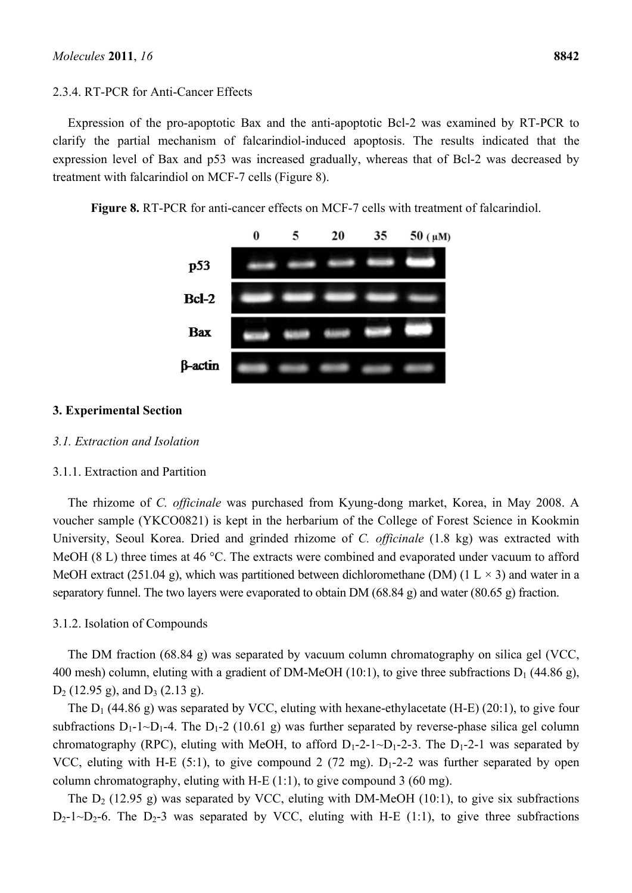2.3.4. RT-PCR for Anti-Cancer Effects

Expression of the pro-apoptotic Bax and the anti-apoptotic Bcl-2 was examined by RT-PCR to clarify the partial mechanism of falcarindiol-induced apoptosis. The results indicated that the expression level of Bax and p53 was increased gradually, whereas that of Bcl-2 was decreased by treatment with falcarindiol on MCF-7 cells (Figure 8).

**Figure 8.** RT-PCR for anti-cancer effects on MCF-7 cells with treatment of falcarindiol.

0 5 20 35 50 (μM)

p53

Bcl-2

Bax

β-actin

## 3. Experimental Section

### *3.1. Extraction and Isolation*

3.1.1. Extraction and Partition

The rhizome of *C. officinale* was purchased from Kyung-dong market, Korea, in May 2008. A voucher sample (YKCO0821) is kept in the herbarium of the College of Forest Science in Kookmin University, Seoul Korea. Dried and grinded rhizome of *C. officinale* (1.8 kg) was extracted with MeOH (8 L) three times at 46 °C. The extracts were combined and evaporated under vacuum to afford MeOH extract (251.04 g), which was partitioned between dichloromethane (DM) (1 L × 3) and water in a separatory funnel. The two layers were evaporated to obtain DM (68.84 g) and water (80.65 g) fraction.

3.1.2. Isolation of Compounds

The DM fraction (68.84 g) was separated by vacuum column chromatography on silica gel (VCC, 400 mesh) column, eluting with a gradient of DM-MeOH (10:1), to give three subfractions $D_1$ (44.86 g), $D_2$ (12.95 g), and $D_3$ (2.13 g).

The $D_1$ (44.86 g) was separated by VCC, eluting with hexane-ethylacetate (H-E) (20:1), to give four subfractions $D_1$-1~$D_1$-4. The $D_1$-2 (10.61 g) was further separated by reverse-phase silica gel column chromatography (RPC), eluting with MeOH, to afford $D_1$-2-1~$D_1$-2-3. The $D_1$-2-1 was separated by VCC, eluting with H-E (5:1), to give compound 2 (72 mg). $D_1$-2-2 was further separated by open column chromatography, eluting with H-E (1:1), to give compound 3 (60 mg).

The $D_2$ (12.95 g) was separated by VCC, eluting with DM-MeOH (10:1), to give six subfractions $D_2$-1~$D_2$-6. The $D_2$-3 was separated by VCC, eluting with H-E (1:1), to give three subfractions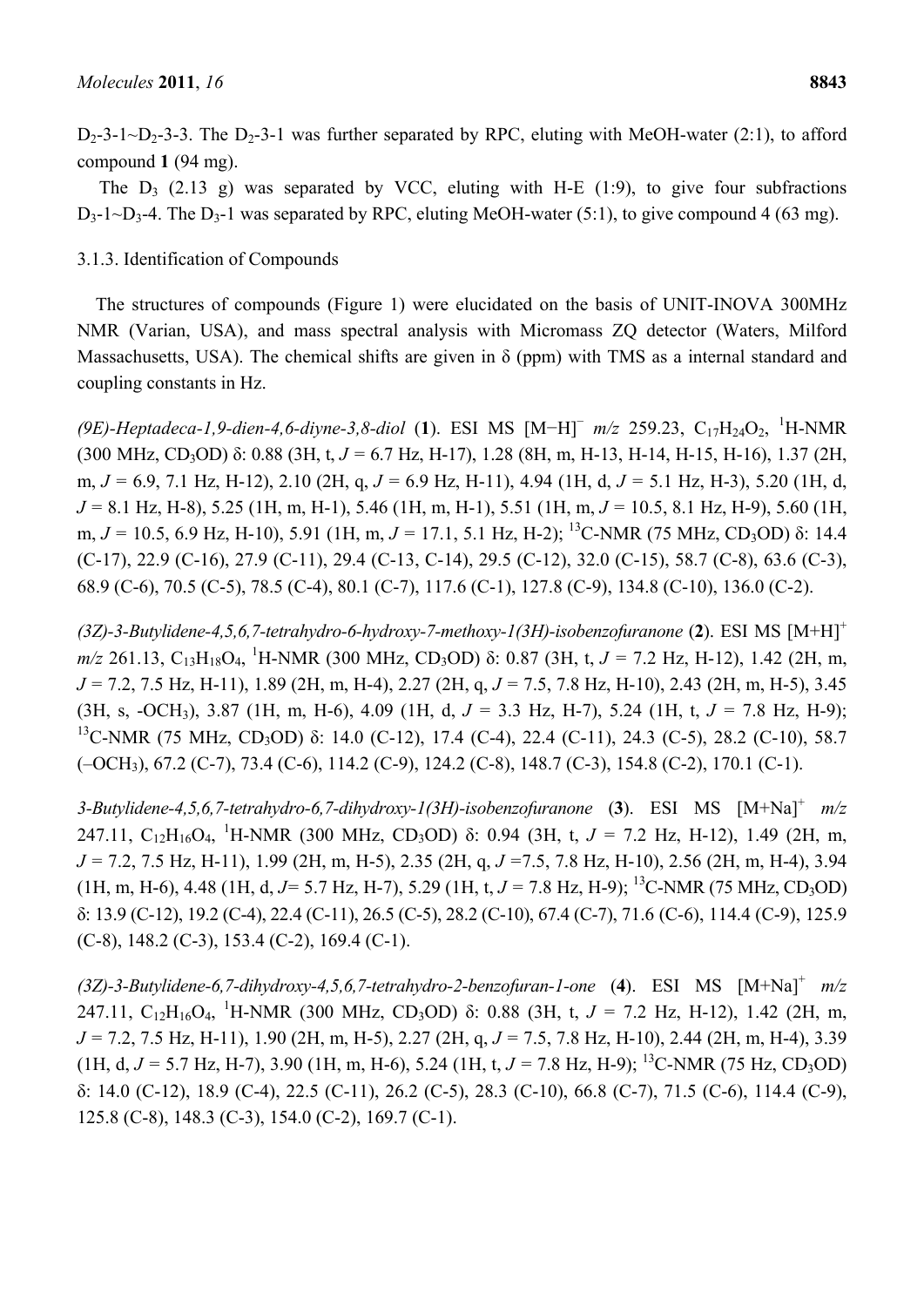$D_2$-3-1~$D_2$-3-3. The $D_2$-3-1 was further separated by RPC, eluting with MeOH-water (2:1), to afford compound **1** (94 mg).

The $D_3$ (2.13 g) was separated by VCC, eluting with H-E (1:9), to give four subfractions $D_3$-1~$D_3$-4. The $D_3$-1 was separated by RPC, eluting MeOH-water (5:1), to give compound 4 (63 mg).

3.1.3. Identification of Compounds

The structures of compounds (Figure 1) were elucidated on the basis of UNIT-INOVA 300MHz NMR (Varian, USA), and mass spectral analysis with Micromass ZQ detector (Waters, Milford Massachusetts, USA). The chemical shifts are given in δ (ppm) with TMS as a internal standard and coupling constants in Hz.

*(9E)-Heptadeca-1,9-dien-4,6-diyne-3,8-diol* (**1**). ESI MS $[M-H]^-$ *m/z* 259.23, $C_{17}H_{24}O_2$, $^1$H-NMR (300 MHz, $CD_3OD$) δ: 0.88 (3H, t, *J* = 6.7 Hz, H-17), 1.28 (8H, m, H-13, H-14, H-15, H-16), 1.37 (2H, m, *J* = 6.9, 7.1 Hz, H-12), 2.10 (2H, q, *J* = 6.9 Hz, H-11), 4.94 (1H, d, *J* = 5.1 Hz, H-3), 5.20 (1H, d, *J* = 8.1 Hz, H-8), 5.25 (1H, m, H-1), 5.46 (1H, m, H-1), 5.51 (1H, m, *J* = 10.5, 8.1 Hz, H-9), 5.60 (1H, m, *J* = 10.5, 6.9 Hz, H-10), 5.91 (1H, m, *J* = 17.1, 5.1 Hz, H-2); $^{13}$C-NMR (75 MHz, $CD_3OD$) δ: 14.4 (C-17), 22.9 (C-16), 27.9 (C-11), 29.4 (C-13, C-14), 29.5 (C-12), 32.0 (C-15), 58.7 (C-8), 63.6 (C-3), 68.9 (C-6), 70.5 (C-5), 78.5 (C-4), 80.1 (C-7), 117.6 (C-1), 127.8 (C-9), 134.8 (C-10), 136.0 (C-2).

*(3Z)-3-Butylidene-4,5,6,7-tetrahydro-6-hydroxy-7-methoxy-1(3H)-isobenzofuranone* (**2**). ESI MS $[M+H]^+$ *m/z* 261.13, $C_{13}H_{18}O_4$, $^1$H-NMR (300 MHz, $CD_3OD$) δ: 0.87 (3H, t, *J* = 7.2 Hz, H-12), 1.42 (2H, m, *J* = 7.2, 7.5 Hz, H-11), 1.89 (2H, m, H-4), 2.27 (2H, q, *J* = 7.5, 7.8 Hz, H-10), 2.43 (2H, m, H-5), 3.45 (3H, s, -$OCH_3$), 3.87 (1H, m, H-6), 4.09 (1H, d, *J* = 3.3 Hz, H-7), 5.24 (1H, t, *J* = 7.8 Hz, H-9); $^{13}$C-NMR (75 MHz, $CD_3OD$) δ: 14.0 (C-12), 17.4 (C-4), 22.4 (C-11), 24.3 (C-5), 28.2 (C-10), 58.7 (–$OCH_3$), 67.2 (C-7), 73.4 (C-6), 114.2 (C-9), 124.2 (C-8), 148.7 (C-3), 154.8 (C-2), 170.1 (C-1).

*3-Butylidene-4,5,6,7-tetrahydro-6,7-dihydroxy-1(3H)-isobenzofuranone* (**3**). ESI MS $[M+Na]^+$ *m/z* 247.11, $C_{12}H_{16}O_4$, $^1$H-NMR (300 MHz, $CD_3OD$) δ: 0.94 (3H, t, *J* = 7.2 Hz, H-12), 1.49 (2H, m, *J* = 7.2, 7.5 Hz, H-11), 1.99 (2H, m, H-5), 2.35 (2H, q, *J* =7.5, 7.8 Hz, H-10), 2.56 (2H, m, H-4), 3.94 (1H, m, H-6), 4.48 (1H, d, *J*= 5.7 Hz, H-7), 5.29 (1H, t, *J* = 7.8 Hz, H-9); $^{13}$C-NMR (75 MHz, $CD_3OD$) δ: 13.9 (C-12), 19.2 (C-4), 22.4 (C-11), 26.5 (C-5), 28.2 (C-10), 67.4 (C-7), 71.6 (C-6), 114.4 (C-9), 125.9 (C-8), 148.2 (C-3), 153.4 (C-2), 169.4 (C-1).

*(3Z)-3-Butylidene-6,7-dihydroxy-4,5,6,7-tetrahydro-2-benzofuran-1-one* (**4**). ESI MS $[M+Na]^+$ *m/z* 247.11, $C_{12}H_{16}O_4$, $^1$H-NMR (300 MHz, $CD_3OD$) δ: 0.88 (3H, t, *J* = 7.2 Hz, H-12), 1.42 (2H, m, *J* = 7.2, 7.5 Hz, H-11), 1.90 (2H, m, H-5), 2.27 (2H, q, *J* = 7.5, 7.8 Hz, H-10), 2.44 (2H, m, H-4), 3.39 (1H, d, *J* = 5.7 Hz, H-7), 3.90 (1H, m, H-6), 5.24 (1H, t, *J* = 7.8 Hz, H-9); $^{13}$C-NMR (75 Hz, $CD_3OD$) δ: 14.0 (C-12), 18.9 (C-4), 22.5 (C-11), 26.2 (C-5), 28.3 (C-10), 66.8 (C-7), 71.5 (C-6), 114.4 (C-9), 125.8 (C-8), 148.3 (C-3), 154.0 (C-2), 169.7 (C-1).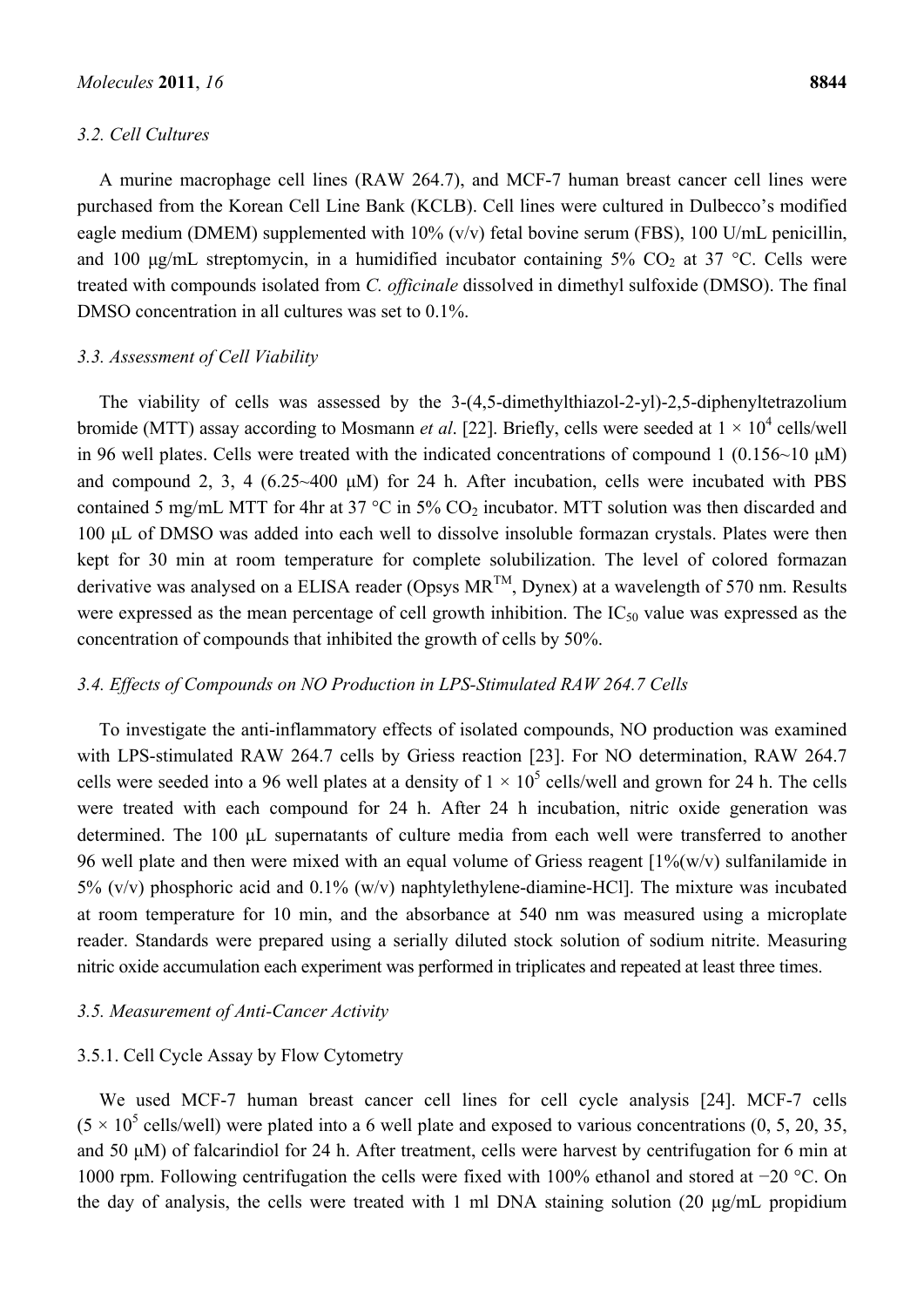### 3.2. Cell Cultures

A murine macrophage cell lines (RAW 264.7), and MCF-7 human breast cancer cell lines were purchased from the Korean Cell Line Bank (KCLB). Cell lines were cultured in Dulbecco's modified eagle medium (DMEM) supplemented with 10% (v/v) fetal bovine serum (FBS), 100 U/mL penicillin, and 100 μg/mL streptomycin, in a humidified incubator containing 5% $CO_2$ at 37 °C. Cells were treated with compounds isolated from *C. officinale* dissolved in dimethyl sulfoxide (DMSO). The final DMSO concentration in all cultures was set to 0.1%.

### 3.3. Assessment of Cell Viability

The viability of cells was assessed by the 3-(4,5-dimethylthiazol-2-yl)-2,5-diphenyltetrazolium bromide (MTT) assay according to Mosmann *et al*. [22]. Briefly, cells were seeded at $1 \times 10^4$ cells/well in 96 well plates. Cells were treated with the indicated concentrations of compound 1 (0.156~10 μM) and compound 2, 3, 4 (6.25~400 μM) for 24 h. After incubation, cells were incubated with PBS contained 5 mg/mL MTT for 4hr at 37 °C in 5% $CO_2$ incubator. MTT solution was then discarded and 100 μL of DMSO was added into each well to dissolve insoluble formazan crystals. Plates were then kept for 30 min at room temperature for complete solubilization. The level of colored formazan derivative was analysed on a ELISA reader (Opsys MR™, Dynex) at a wavelength of 570 nm. Results were expressed as the mean percentage of cell growth inhibition. The $IC_{50}$ value was expressed as the concentration of compounds that inhibited the growth of cells by 50%.

### 3.4. Effects of Compounds on NO Production in LPS-Stimulated RAW 264.7 Cells

To investigate the anti-inflammatory effects of isolated compounds, NO production was examined with LPS-stimulated RAW 264.7 cells by Griess reaction [23]. For NO determination, RAW 264.7 cells were seeded into a 96 well plates at a density of $1 \times 10^5$ cells/well and grown for 24 h. The cells were treated with each compound for 24 h. After 24 h incubation, nitric oxide generation was determined. The 100 μL supernatants of culture media from each well were transferred to another 96 well plate and then were mixed with an equal volume of Griess reagent [1%(w/v) sulfanilamide in 5% (v/v) phosphoric acid and 0.1% (w/v) naphtylethylene-diamine-HCl]. The mixture was incubated at room temperature for 10 min, and the absorbance at 540 nm was measured using a microplate reader. Standards were prepared using a serially diluted stock solution of sodium nitrite. Measuring nitric oxide accumulation each experiment was performed in triplicates and repeated at least three times.

### 3.5. Measurement of Anti-Cancer Activity

#### 3.5.1. Cell Cycle Assay by Flow Cytometry

We used MCF-7 human breast cancer cell lines for cell cycle analysis [24]. MCF-7 cells ($5 \times 10^5$ cells/well) were plated into a 6 well plate and exposed to various concentrations (0, 5, 20, 35, and 50 μM) of falcarindiol for 24 h. After treatment, cells were harvest by centrifugation for 6 min at 1000 rpm. Following centrifugation the cells were fixed with 100% ethanol and stored at −20 °C. On the day of analysis, the cells were treated with 1 ml DNA staining solution (20 μg/mL propidium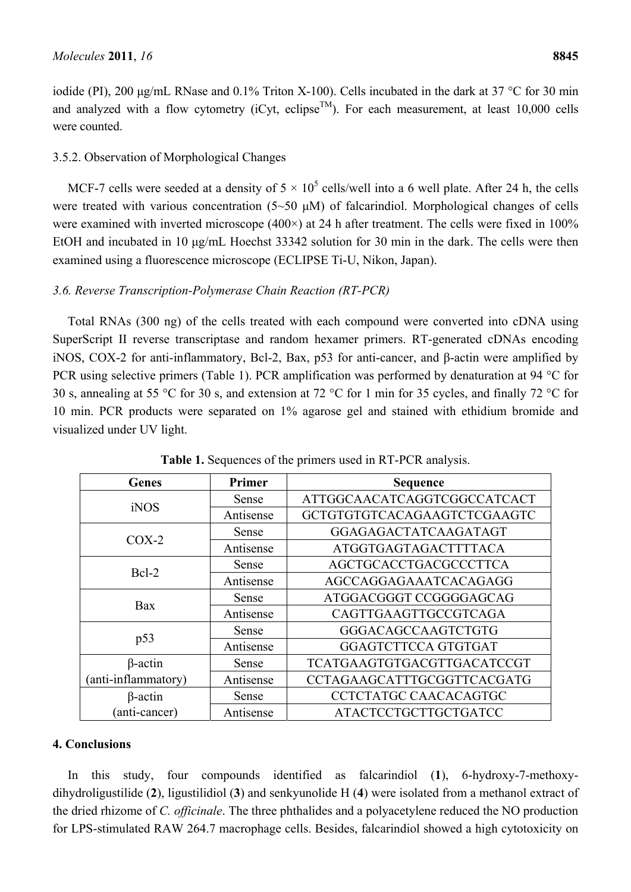iodide (PI), 200 μg/mL RNase and 0.1% Triton X-100). Cells incubated in the dark at 37 °C for 30 min and analyzed with a flow cytometry (iCyt, eclipse™). For each measurement, at least 10,000 cells were counted.

3.5.2. Observation of Morphological Changes

MCF-7 cells were seeded at a density of $5 \times 10^5$ cells/well into a 6 well plate. After 24 h, the cells were treated with various concentration (5~50 μM) of falcarindiol. Morphological changes of cells were examined with inverted microscope (400×) at 24 h after treatment. The cells were fixed in 100% EtOH and incubated in 10 μg/mL Hoechst 33342 solution for 30 min in the dark. The cells were then examined using a fluorescence microscope (ECLIPSE Ti-U, Nikon, Japan).

### *3.6. Reverse Transcription-Polymerase Chain Reaction (RT-PCR)*

Total RNAs (300 ng) of the cells treated with each compound were converted into cDNA using SuperScript II reverse transcriptase and random hexamer primers. RT-generated cDNAs encoding iNOS, COX-2 for anti-inflammatory, Bcl-2, Bax, p53 for anti-cancer, and β-actin were amplified by PCR using selective primers (Table 1). PCR amplification was performed by denaturation at 94 °C for 30 s, annealing at 55 °C for 30 s, and extension at 72 °C for 1 min for 35 cycles, and finally 72 °C for 10 min. PCR products were separated on 1% agarose gel and stained with ethidium bromide and visualized under UV light.

**Table 1.** Sequences of the primers used in RT-PCR analysis.

| Genes | Primer | Sequence |
|---|---|---|
| iNOS | Sense | ATTGGCAACATCAGGTCGGCCATCACT |
| | Antisense | GCTGTGTGTCACAGAAGTCTCGAAGTC |
| COX-2 | Sense | GGAGAGACTATCAAGATAGT |
| | Antisense | ATGGTGAGTAGACTTTTACA |
| Bcl-2 | Sense | AGCTGCACCTGACGCCCTTCA |
| | Antisense | AGCCAGGAGAAATCACAGAGG |
| Bax | Sense | ATGGACGGGT CCGGGGAGCAG |
| | Antisense | CAGTTGAAGTTGCCGTCAGA |
| p53 | Sense | GGGACAGCCAAGTCTGTG |
| | Antisense | GGAGTCTTCCA GTGTGAT |
| β-actin (anti-inflammatory) | Sense | TCATGAAGTGTGACGTTGACATCCGT |
| | Antisense | CCTAGAAGCATTTGCGGTTCACGATG |
| β-actin (anti-cancer) | Sense | CCTCTATGC CAACACAGTGC |
| | Antisense | ATACTCCTGCTTGCTGATCC |

## 4. Conclusions

In this study, four compounds identified as falcarindiol (**1**), 6-hydroxy-7-methoxy-dihydroligustilide (**2**), ligustilidiol (**3**) and senkyunolide H (**4**) were isolated from a methanol extract of the dried rhizome of *C. officinale*. The three phthalides and a polyacetylene reduced the NO production for LPS-stimulated RAW 264.7 macrophage cells. Besides, falcarindiol showed a high cytotoxicity on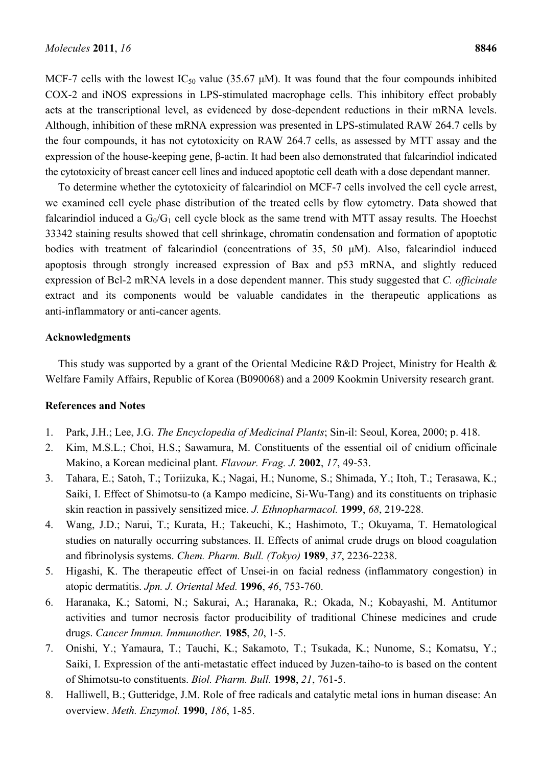MCF-7 cells with the lowest $IC_{50}$ value (35.67 μM). It was found that the four compounds inhibited COX-2 and iNOS expressions in LPS-stimulated macrophage cells. This inhibitory effect probably acts at the transcriptional level, as evidenced by dose-dependent reductions in their mRNA levels. Although, inhibition of these mRNA expression was presented in LPS-stimulated RAW 264.7 cells by the four compounds, it has not cytotoxicity on RAW 264.7 cells, as assessed by MTT assay and the expression of the house-keeping gene, β-actin. It had been also demonstrated that falcarindiol indicated the cytotoxicity of breast cancer cell lines and induced apoptotic cell death with a dose dependant manner.

To determine whether the cytotoxicity of falcarindiol on MCF-7 cells involved the cell cycle arrest, we examined cell cycle phase distribution of the treated cells by flow cytometry. Data showed that falcarindiol induced a $G_0/G_1$ cell cycle block as the same trend with MTT assay results. The Hoechst 33342 staining results showed that cell shrinkage, chromatin condensation and formation of apoptotic bodies with treatment of falcarindiol (concentrations of 35, 50 μM). Also, falcarindiol induced apoptosis through strongly increased expression of Bax and p53 mRNA, and slightly reduced expression of Bcl-2 mRNA levels in a dose dependent manner. This study suggested that *C. officinale* extract and its components would be valuable candidates in the therapeutic applications as anti-inflammatory or anti-cancer agents.

## Acknowledgments

This study was supported by a grant of the Oriental Medicine R&D Project, Ministry for Health & Welfare Family Affairs, Republic of Korea (B090068) and a 2009 Kookmin University research grant.

## References and Notes

1. Park, J.H.; Lee, J.G. *The Encyclopedia of Medicinal Plants*; Sin-il: Seoul, Korea, 2000; p. 418.
2. Kim, M.S.L.; Choi, H.S.; Sawamura, M. Constituents of the essential oil of cnidium officinale Makino, a Korean medicinal plant. *Flavour. Frag. J.* **2002**, *17*, 49-53.
3. Tahara, E.; Satoh, T.; Toriizuka, K.; Nagai, H.; Nunome, S.; Shimada, Y.; Itoh, T.; Terasawa, K.; Saiki, I. Effect of Shimotsu-to (a Kampo medicine, Si-Wu-Tang) and its constituents on triphasic skin reaction in passively sensitized mice. *J. Ethnopharmacol.* **1999**, *68*, 219-228.
4. Wang, J.D.; Narui, T.; Kurata, H.; Takeuchi, K.; Hashimoto, T.; Okuyama, T. Hematological studies on naturally occurring substances. II. Effects of animal crude drugs on blood coagulation and fibrinolysis systems. *Chem. Pharm. Bull. (Tokyo)* **1989**, *37*, 2236-2238.
5. Higashi, K. The therapeutic effect of Unsei-in on facial redness (inflammatory congestion) in atopic dermatitis. *Jpn. J. Oriental Med.* **1996**, *46*, 753-760.
6. Haranaka, K.; Satomi, N.; Sakurai, A.; Haranaka, R.; Okada, N.; Kobayashi, M. Antitumor activities and tumor necrosis factor producibility of traditional Chinese medicines and crude drugs. *Cancer Immun. Immunother.* **1985**, *20*, 1-5.
7. Onishi, Y.; Yamaura, T.; Tauchi, K.; Sakamoto, T.; Tsukada, K.; Nunome, S.; Komatsu, Y.; Saiki, I. Expression of the anti-metastatic effect induced by Juzen-taiho-to is based on the content of Shimotsu-to constituents. *Biol. Pharm. Bull.* **1998**, *21*, 761-5.
8. Halliwell, B.; Gutteridge, J.M. Role of free radicals and catalytic metal ions in human disease: An overview. *Meth. Enzymol.* **1990**, *186*, 1-85.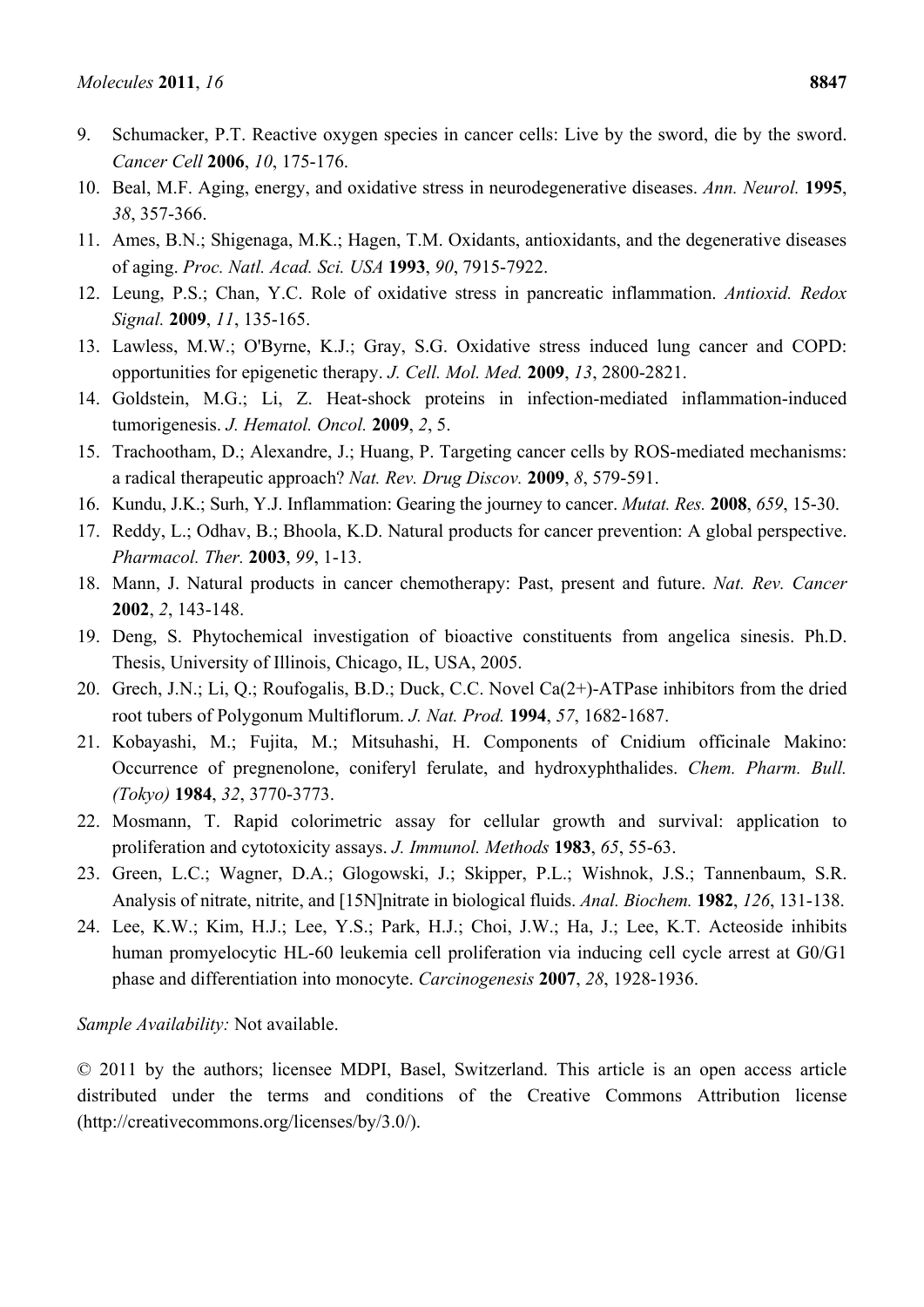9. Schumacker, P.T. Reactive oxygen species in cancer cells: Live by the sword, die by the sword. *Cancer Cell* **2006**, *10*, 175-176.
10. Beal, M.F. Aging, energy, and oxidative stress in neurodegenerative diseases. *Ann. Neurol.* **1995**, *38*, 357-366.
11. Ames, B.N.; Shigenaga, M.K.; Hagen, T.M. Oxidants, antioxidants, and the degenerative diseases of aging. *Proc. Natl. Acad. Sci. USA* **1993**, *90*, 7915-7922.
12. Leung, P.S.; Chan, Y.C. Role of oxidative stress in pancreatic inflammation. *Antioxid. Redox Signal.* **2009**, *11*, 135-165.
13. Lawless, M.W.; O'Byrne, K.J.; Gray, S.G. Oxidative stress induced lung cancer and COPD: opportunities for epigenetic therapy. *J. Cell. Mol. Med.* **2009**, *13*, 2800-2821.
14. Goldstein, M.G.; Li, Z. Heat-shock proteins in infection-mediated inflammation-induced tumorigenesis. *J. Hematol. Oncol.* **2009**, *2*, 5.
15. Trachootham, D.; Alexandre, J.; Huang, P. Targeting cancer cells by ROS-mediated mechanisms: a radical therapeutic approach? *Nat. Rev. Drug Discov.* **2009**, *8*, 579-591.
16. Kundu, J.K.; Surh, Y.J. Inflammation: Gearing the journey to cancer. *Mutat. Res.* **2008**, *659*, 15-30.
17. Reddy, L.; Odhav, B.; Bhoola, K.D. Natural products for cancer prevention: A global perspective. *Pharmacol. Ther.* **2003**, *99*, 1-13.
18. Mann, J. Natural products in cancer chemotherapy: Past, present and future. *Nat. Rev. Cancer* **2002**, *2*, 143-148.
19. Deng, S. Phytochemical investigation of bioactive constituents from angelica sinesis. Ph.D. Thesis, University of Illinois, Chicago, IL, USA, 2005.
20. Grech, J.N.; Li, Q.; Roufogalis, B.D.; Duck, C.C. Novel Ca(2+)-ATPase inhibitors from the dried root tubers of Polygonum Multiflorum. *J. Nat. Prod.* **1994**, *57*, 1682-1687.
21. Kobayashi, M.; Fujita, M.; Mitsuhashi, H. Components of Cnidium officinale Makino: Occurrence of pregnenolone, coniferyl ferulate, and hydroxyphthalides. *Chem. Pharm. Bull. (Tokyo)* **1984**, *32*, 3770-3773.
22. Mosmann, T. Rapid colorimetric assay for cellular growth and survival: application to proliferation and cytotoxicity assays. *J. Immunol. Methods* **1983**, *65*, 55-63.
23. Green, L.C.; Wagner, D.A.; Glogowski, J.; Skipper, P.L.; Wishnok, J.S.; Tannenbaum, S.R. Analysis of nitrate, nitrite, and [15N]nitrate in biological fluids. *Anal. Biochem.* **1982**, *126*, 131-138.
24. Lee, K.W.; Kim, H.J.; Lee, Y.S.; Park, H.J.; Choi, J.W.; Ha, J.; Lee, K.T. Acteoside inhibits human promyelocytic HL-60 leukemia cell proliferation via inducing cell cycle arrest at G0/G1 phase and differentiation into monocyte. *Carcinogenesis* **2007**, *28*, 1928-1936.

*Sample Availability:* Not available.

© 2011 by the authors; licensee MDPI, Basel, Switzerland. This article is an open access article distributed under the terms and conditions of the Creative Commons Attribution license (http://creativecommons.org/licenses/by/3.0/).